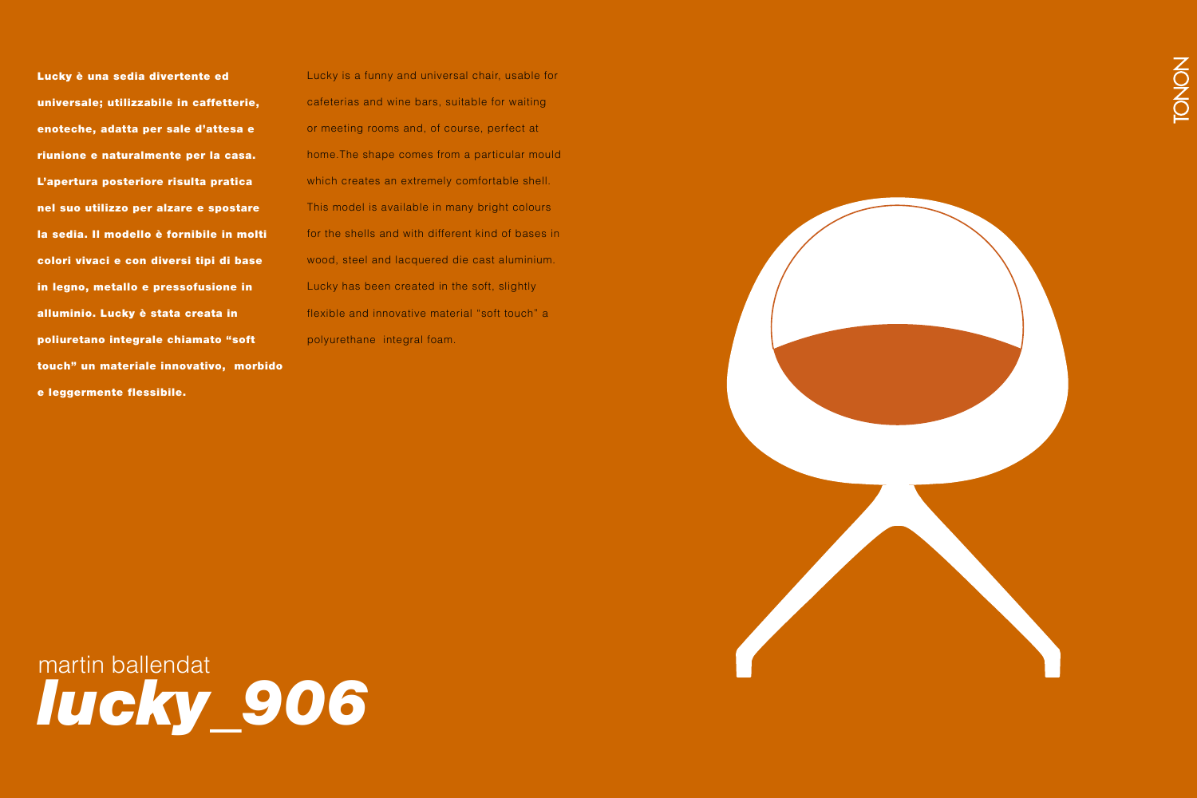**Lucky è una sedia divertente ed universale; utilizzabile in caffetterie, enoteche, adatta per sale d'attesa e riunione e naturalmente per la casa. L'apertura posteriore risulta pratica nel suo utilizzo per alzare e spostare la sedia. Il modello è fornibile in molti colori vivaci e con diversi tipi di base in legno, metallo e pressofusione in alluminio. Lucky è stata creata in poliuretano integrale chiamato "soft touch" un materiale innovativo, morbido e leggermente flessibile.**

Lucky is a funny and universal chair, usable for cafeterias and wine bars, suitable for waiting or meeting rooms and, of course, perfect at home.The shape comes from a particular mould which creates an extremely comfortable shell. This model is available in many bright colours for the shells and with different kind of bases in wood, steel and lacquered die cast aluminium. Lucky has been created in the soft, slightly flexible and innovative material "soft touch" a polyurethane integral foam.

TONON

martin ballendat

# *lucky_906*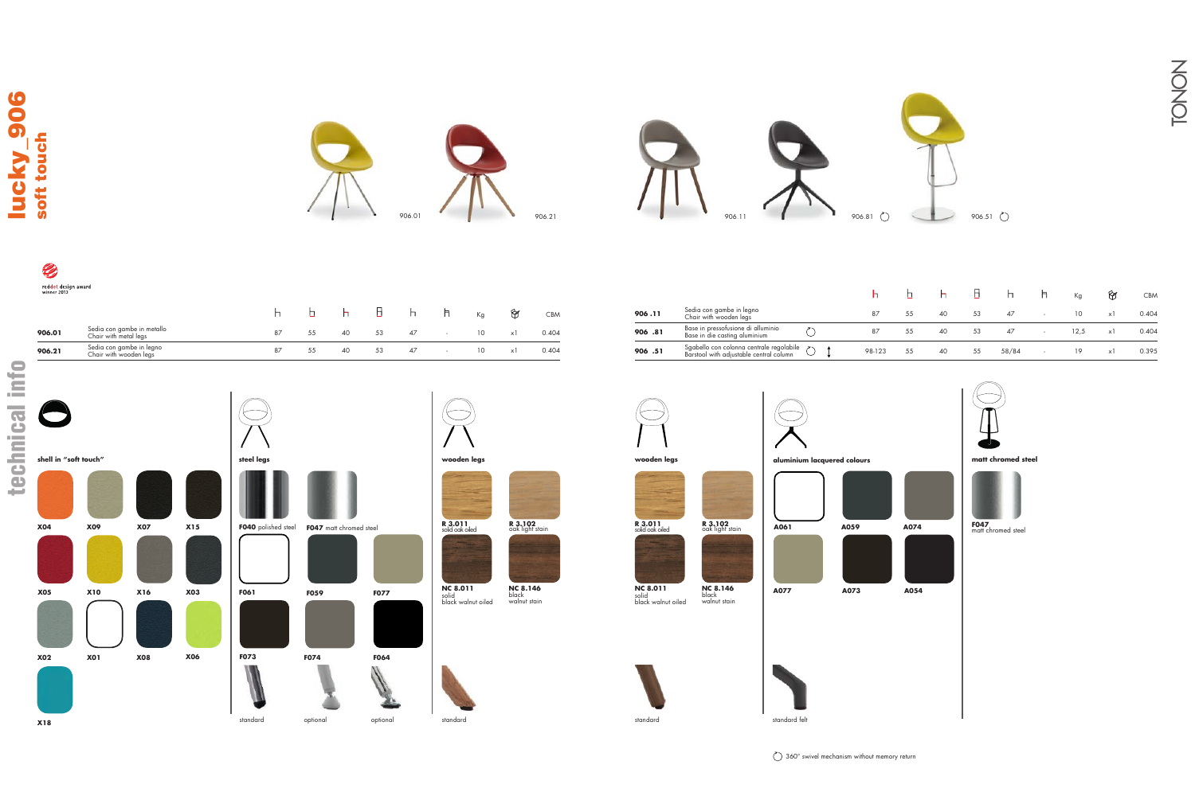# lucky_906
## soft touch

reddot design award winner 2013

| | | h | h | h | h | h | h | Kg | | CBM |
|---|---|---|---|---|---|---|---|---|---|---|
| **906.01** | Sedia con gambe in metallo<br>Chair with metal legs | 87 | 55 | 40 | 53 | 47 | - | 10 | x1 | 0.404 |
| **906.21** | Sedia con gambe in legno<br>Chair with wooden legs | 87 | 55 | 40 | 53 | 47 | - | 10 | x1 | 0.404 |

| | | h | h | h | h | h | h | Kg | | CBM |
|---|---|---|---|---|---|---|---|---|---|---|
| **906 .11** | Sedia con gambe in legno<br>Chair with wooden legs | 87 | 55 | 40 | 53 | 47 | - | 10 | x1 | 0.404 |
| **906 .81** | Base in pressofusione di alluminio<br>Base in die casting aluminium | 87 | 55 | 40 | 53 | 47 | - | 12,5 | x1 | 0.404 |
| **906 .51** | Sgabello con colonna centrale regolabile<br>Barstool with adjustable central column | 98-123 | 55 | 40 | 55 | 58/84 | - | 19 | x1 | 0.395 |

906.01 906.21 906.11 906.81 906.51

## technical info

**shell in "soft touch"**

X04 X09 X07 X15
X05 X10 X16 X03
X02 X01 X08 X06
X18

**steel legs**

**F040** polished steel **F047** matt chromed steel
F061 F059 F077
F073 F074 F064

standard optional optional

**wooden legs**

**R 3.011** solid oak oiled
**R 3.102** oak light stain
**NC 8.011** solid black walnut oiled
**NC 8.146** black walnut stain

standard

**wooden legs**

**R 3.011** solid oak oiled
**R 3.102** oak light stain
**NC 8.011** solid black walnut oiled
**NC 8.146** black walnut stain

standard

**aluminium lacquered colours**

A061 A059 A074
A077 A073 A054

standard felt

**matt chromed steel**

**F047** matt chromed steel

360° swivel mechanism without memory return

TONON